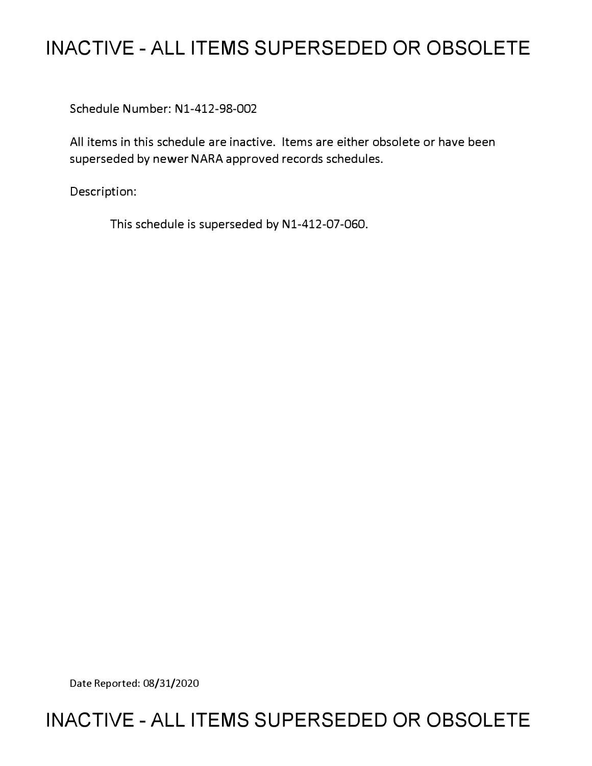# INACTIVE - ALL ITEMS SUPERSEDED OR OBSOLETE

Schedule Number: N1-412-98-002

All items in this schedule are inactive. Items are either obsolete or have been superseded by newer NARA approved records schedules.

Description:

This schedule is superseded by N1-412-07-060.

Date Reported: 08/31/2020

# INACTIVE - ALL ITEMS SUPERSEDED OR OBSOLETE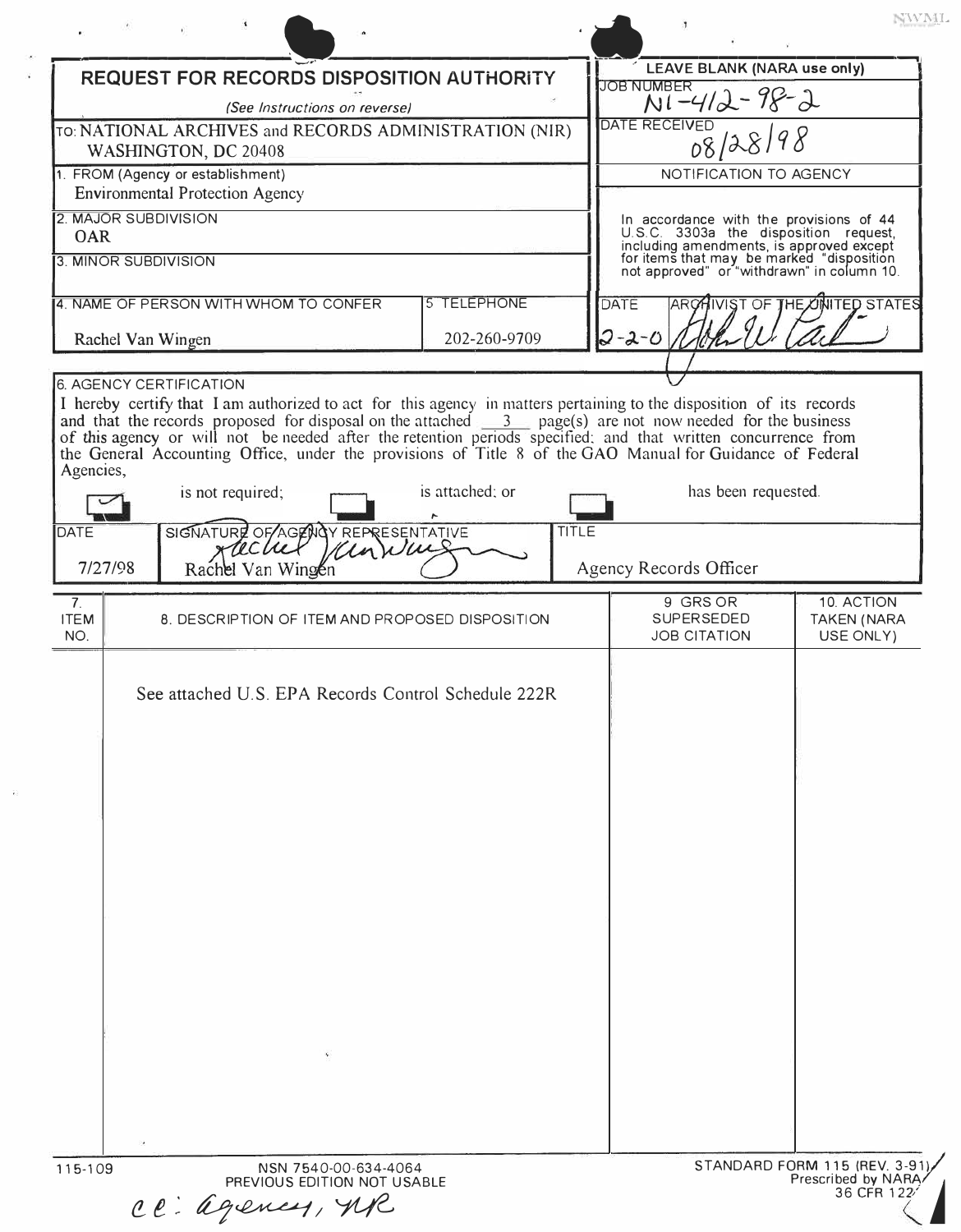NWML

| REQUEST FOR RECORDS DISPOSITION AUTHORITY *(See Instructions on reverse)* | LEAVE BLANK (NARA use only) |
|---|---|
| | JOB NUMBER N1-412-98-2 |
| TO: NATIONAL ARCHIVES and RECORDS ADMINISTRATION (NIR) WASHINGTON, DC 20408 | DATE RECEIVED 08/28/98 |
| 1. FROM (Agency or establishment) Environmental Protection Agency | NOTIFICATION TO AGENCY |
| 2. MAJOR SUBDIVISION OAR | In accordance with the provisions of 44 U.S.C. 3303a the disposition request, including amendments, is approved except for items that may be marked "disposition not approved" or "withdrawn" in column 10. |
| 3. MINOR SUBDIVISION | |
| 4. NAME OF PERSON WITH WHOM TO CONFER: Rachel Van Wingen — 5. TELEPHONE: 202-260-9709 | DATE: 2-2-0 — ARCHIVIST OF THE UNITED STATES: [signature] |

**6. AGENCY CERTIFICATION**

I hereby certify that I am authorized to act for this agency in matters pertaining to the disposition of its records and that the records proposed for disposal on the attached 3 page(s) are not now needed for the business of this agency or will not be needed after the retention periods specified; and that written concurrence from the General Accounting Office, under the provisions of Title 8 of the GAO Manual for Guidance of Federal Agencies,

- [x] is not required;
- [ ] is attached; or
- [ ] has been requested.

| DATE | SIGNATURE OF AGENCY REPRESENTATIVE | TITLE |
|---|---|---|
| 7/27/98 | Rachel Van Wingen | Agency Records Officer |

| 7. ITEM NO. | 8. DESCRIPTION OF ITEM AND PROPOSED DISPOSITION | 9. GRS OR SUPERSEDED JOB CITATION | 10. ACTION TAKEN (NARA USE ONLY) |
|---|---|---|---|
| | See attached U.S. EPA Records Control Schedule 222R | | |

115-109 NSN 7540-00-634-4064 PREVIOUS EDITION NOT USABLE

STANDARD FORM 115 (REV. 3-91) Prescribed by NARA 36 CFR 122

cc: agency, NR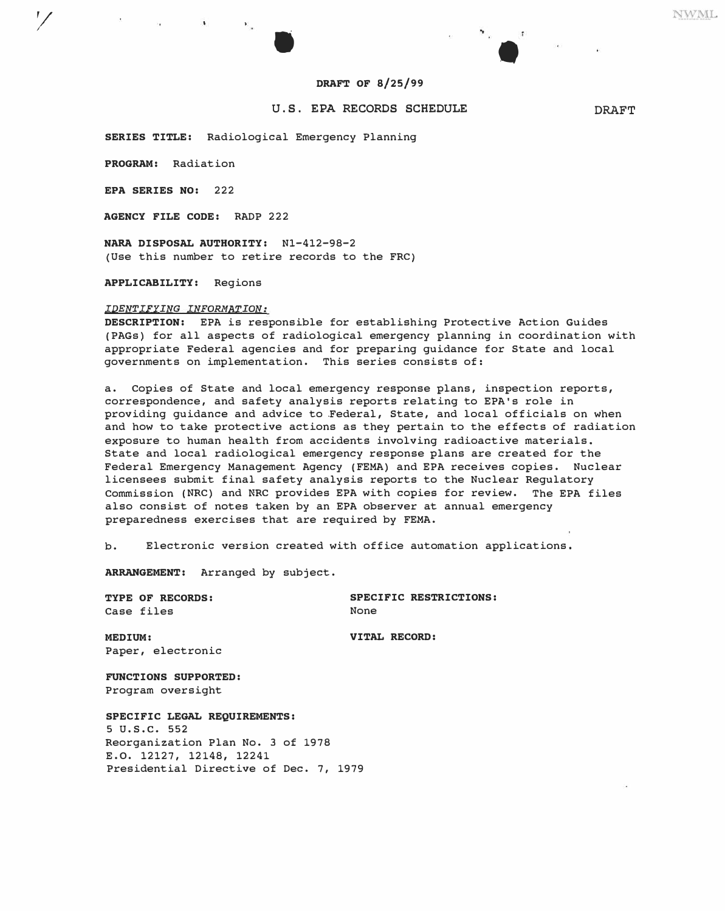**DRAFT OF 8/25/99**

## U.S. EPA RECORDS SCHEDULE

DRAFT

**SERIES TITLE:** Radiological Emergency Planning

**PROGRAM:** Radiation

**EPA SERIES NO:** 222

**AGENCY FILE CODE:** RADP 222

**NARA DISPOSAL AUTHORITY:** N1-412-98-2
(Use this number to retire records to the FRC)

**APPLICABILITY:** Regions

*IDENTIFYING INFORMATION:*

**DESCRIPTION:** EPA is responsible for establishing Protective Action Guides (PAGs) for all aspects of radiological emergency planning in coordination with appropriate Federal agencies and for preparing guidance for State and local governments on implementation. This series consists of:

a. Copies of State and local emergency response plans, inspection reports, correspondence, and safety analysis reports relating to EPA's role in providing guidance and advice to Federal, State, and local officials on when and how to take protective actions as they pertain to the effects of radiation exposure to human health from accidents involving radioactive materials. State and local radiological emergency response plans are created for the Federal Emergency Management Agency (FEMA) and EPA receives copies. Nuclear licensees submit final safety analysis reports to the Nuclear Regulatory Commission (NRC) and NRC provides EPA with copies for review. The EPA files also consist of notes taken by an EPA observer at annual emergency preparedness exercises that are required by FEMA.

b. Electronic version created with office automation applications.

**ARRANGEMENT:** Arranged by subject.

**TYPE OF RECORDS:**
Case files

**SPECIFIC RESTRICTIONS:**
None

**MEDIUM:**
Paper, electronic

**VITAL RECORD:**

**FUNCTIONS SUPPORTED:**
Program oversight

**SPECIFIC LEGAL REQUIREMENTS:**
5 U.S.C. 552
Reorganization Plan No. 3 of 1978
E.O. 12127, 12148, 12241
Presidential Directive of Dec. 7, 1979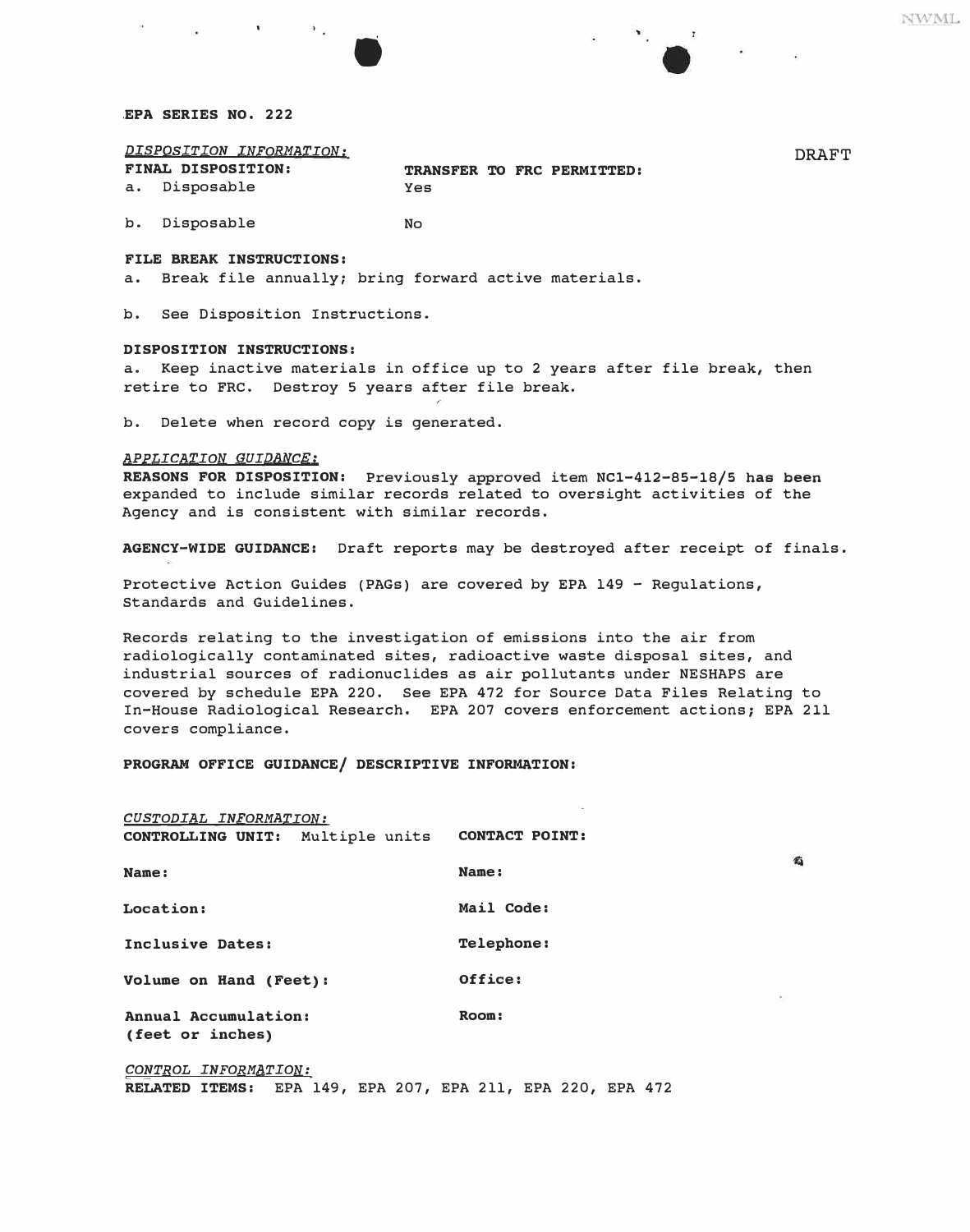**EPA SERIES NO. 222**

DRAFT

*DISPOSITION INFORMATION:*

| FINAL DISPOSITION: | TRANSFER TO FRC PERMITTED: |
|---|---|
| a. Disposable | Yes |
| b. Disposable | No |

**FILE BREAK INSTRUCTIONS:**

a. Break file annually; bring forward active materials.

b. See Disposition Instructions.

**DISPOSITION INSTRUCTIONS:**

a. Keep inactive materials in office up to 2 years after file break, then retire to FRC. Destroy 5 years after file break.

b. Delete when record copy is generated.

*APPLICATION GUIDANCE:*

**REASONS FOR DISPOSITION:** Previously approved item NC1-412-85-18/5 has been expanded to include similar records related to oversight activities of the Agency and is consistent with similar records.

**AGENCY-WIDE GUIDANCE:** Draft reports may be destroyed after receipt of finals.

Protective Action Guides (PAGs) are covered by EPA 149 - Regulations, Standards and Guidelines.

Records relating to the investigation of emissions into the air from radiologically contaminated sites, radioactive waste disposal sites, and industrial sources of radionuclides as air pollutants under NESHAPS are covered by schedule EPA 220. See EPA 472 for Source Data Files Relating to In-House Radiological Research. EPA 207 covers enforcement actions; EPA 211 covers compliance.

**PROGRAM OFFICE GUIDANCE/ DESCRIPTIVE INFORMATION:**

*CUSTODIAL INFORMATION:*

| | |
|---|---|
| **CONTROLLING UNIT:** Multiple units | **CONTACT POINT:** |
| **Name:** | **Name:** |
| **Location:** | **Mail Code:** |
| **Inclusive Dates:** | **Telephone:** |
| **Volume on Hand (Feet):** | **Office:** |
| **Annual Accumulation: (feet or inches)** | **Room:** |

*CONTROL INFORMATION:*

**RELATED ITEMS:** EPA 149, EPA 207, EPA 211, EPA 220, EPA 472